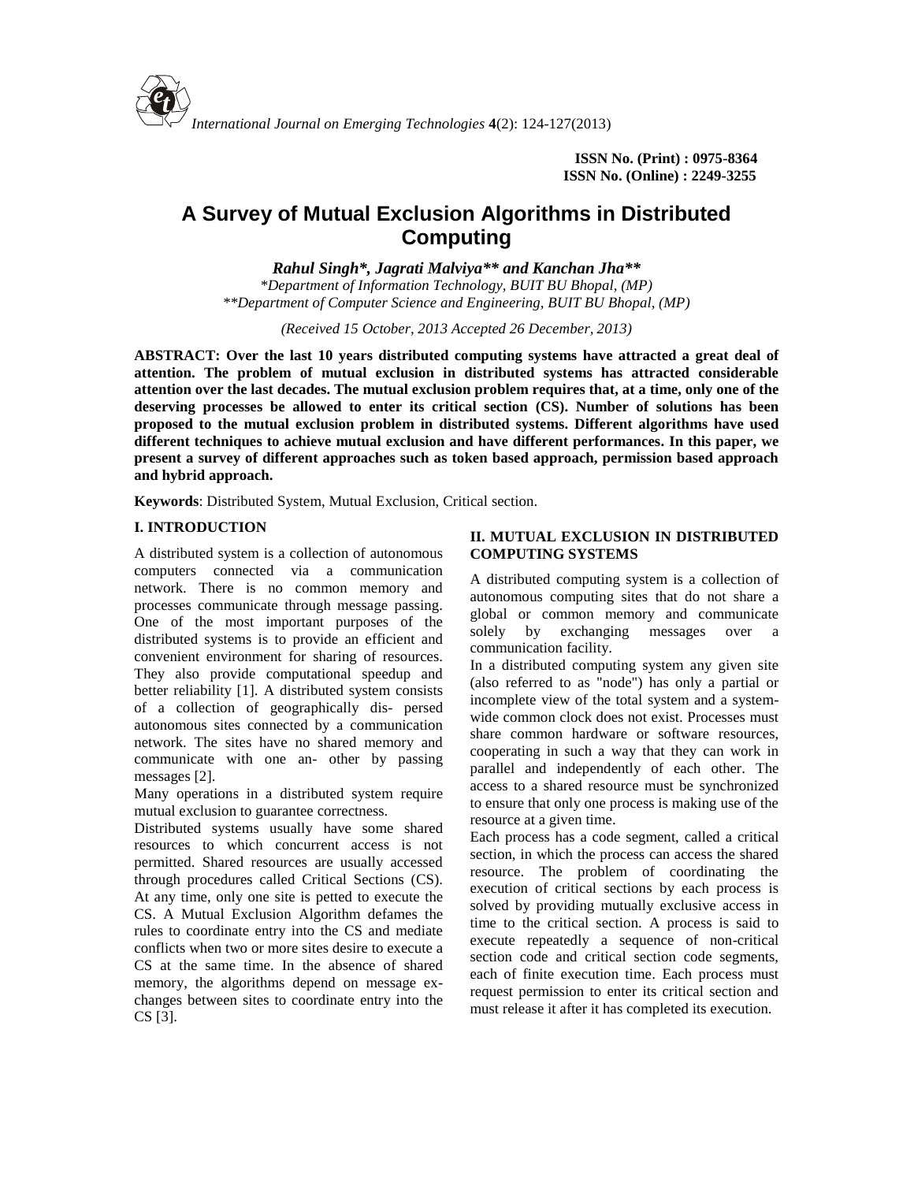International Journal on Emerging Technologies 4(2): 124-127(2013)

**ISSN No. (Print) : 0975-8364**
**ISSN No. (Online) : 2249-3255**

# A Survey of Mutual Exclusion Algorithms in Distributed Computing

***Rahul Singh\*, Jagrati Malviya\*\* and Kanchan Jha\*\****

*\*Department of Information Technology, BUIT BU Bhopal, (MP)*
*\*\*Department of Computer Science and Engineering, BUIT BU Bhopal, (MP)*

*(Received 15 October, 2013 Accepted 26 December, 2013)*

**ABSTRACT: Over the last 10 years distributed computing systems have attracted a great deal of attention. The problem of mutual exclusion in distributed systems has attracted considerable attention over the last decades. The mutual exclusion problem requires that, at a time, only one of the deserving processes be allowed to enter its critical section (CS). Number of solutions has been proposed to the mutual exclusion problem in distributed systems. Different algorithms have used different techniques to achieve mutual exclusion and have different performances. In this paper, we present a survey of different approaches such as token based approach, permission based approach and hybrid approach.**

**Keywords**: Distributed System, Mutual Exclusion, Critical section.

## I. INTRODUCTION

A distributed system is a collection of autonomous computers connected via a communication network. There is no common memory and processes communicate through message passing. One of the most important purposes of the distributed systems is to provide an efficient and convenient environment for sharing of resources. They also provide computational speedup and better reliability [1]. A distributed system consists of a collection of geographically dis- persed autonomous sites connected by a communication network. The sites have no shared memory and communicate with one an- other by passing messages [2].

Many operations in a distributed system require mutual exclusion to guarantee correctness.

Distributed systems usually have some shared resources to which concurrent access is not permitted. Shared resources are usually accessed through procedures called Critical Sections (CS). At any time, only one site is petted to execute the CS. A Mutual Exclusion Algorithm defames the rules to coordinate entry into the CS and mediate conflicts when two or more sites desire to execute a CS at the same time. In the absence of shared memory, the algorithms depend on message ex- changes between sites to coordinate entry into the CS [3].

## II. MUTUAL EXCLUSION IN DISTRIBUTED COMPUTING SYSTEMS

A distributed computing system is a collection of autonomous computing sites that do not share a global or common memory and communicate solely by exchanging messages over a communication facility.

In a distributed computing system any given site (also referred to as "node") has only a partial or incomplete view of the total system and a system-wide common clock does not exist. Processes must share common hardware or software resources, cooperating in such a way that they can work in parallel and independently of each other. The access to a shared resource must be synchronized to ensure that only one process is making use of the resource at a given time.

Each process has a code segment, called a critical section, in which the process can access the shared resource. The problem of coordinating the execution of critical sections by each process is solved by providing mutually exclusive access in time to the critical section. A process is said to execute repeatedly a sequence of non-critical section code and critical section code segments, each of finite execution time. Each process must request permission to enter its critical section and must release it after it has completed its execution.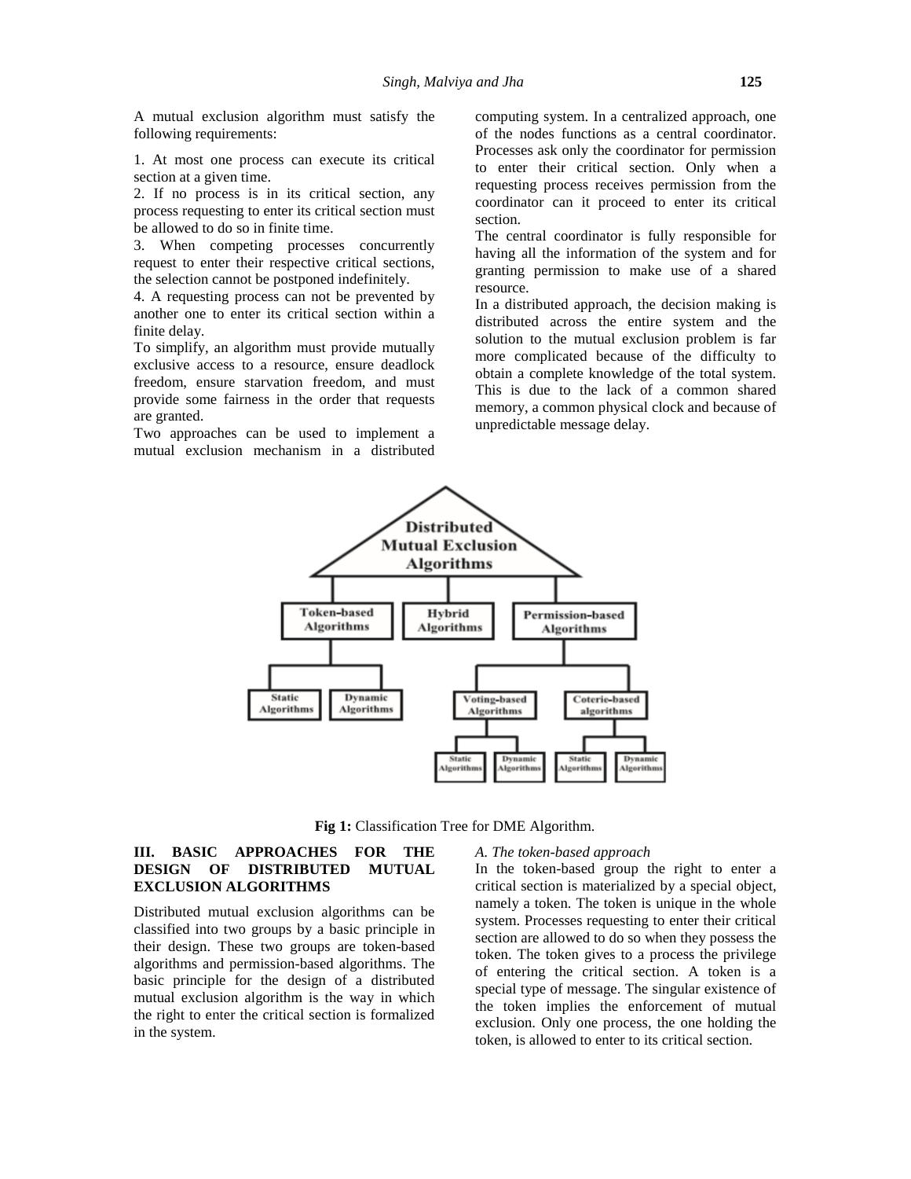A mutual exclusion algorithm must satisfy the following requirements:

1. At most one process can execute its critical section at a given time.
2. If no process is in its critical section, any process requesting to enter its critical section must be allowed to do so in finite time.
3. When competing processes concurrently request to enter their respective critical sections, the selection cannot be postponed indefinitely.
4. A requesting process can not be prevented by another one to enter its critical section within a finite delay.

To simplify, an algorithm must provide mutually exclusive access to a resource, ensure deadlock freedom, ensure starvation freedom, and must provide some fairness in the order that requests are granted.

Two approaches can be used to implement a mutual exclusion mechanism in a distributed computing system. In a centralized approach, one of the nodes functions as a central coordinator. Processes ask only the coordinator for permission to enter their critical section. Only when a requesting process receives permission from the coordinator can it proceed to enter its critical section.

The central coordinator is fully responsible for having all the information of the system and for granting permission to make use of a shared resource.

In a distributed approach, the decision making is distributed across the entire system and the solution to the mutual exclusion problem is far more complicated because of the difficulty to obtain a complete knowledge of the total system. This is due to the lack of a common shared memory, a common physical clock and because of unpredictable message delay.

**Fig 1:** Classification Tree for DME Algorithm.

## III. BASIC APPROACHES FOR THE DESIGN OF DISTRIBUTED MUTUAL EXCLUSION ALGORITHMS

Distributed mutual exclusion algorithms can be classified into two groups by a basic principle in their design. These two groups are token-based algorithms and permission-based algorithms. The basic principle for the design of a distributed mutual exclusion algorithm is the way in which the right to enter the critical section is formalized in the system.

### *A. The token-based approach*

In the token-based group the right to enter a critical section is materialized by a special object, namely a token. The token is unique in the whole system. Processes requesting to enter their critical section are allowed to do so when they possess the token. The token gives to a process the privilege of entering the critical section. A token is a special type of message. The singular existence of the token implies the enforcement of mutual exclusion. Only one process, the one holding the token, is allowed to enter to its critical section.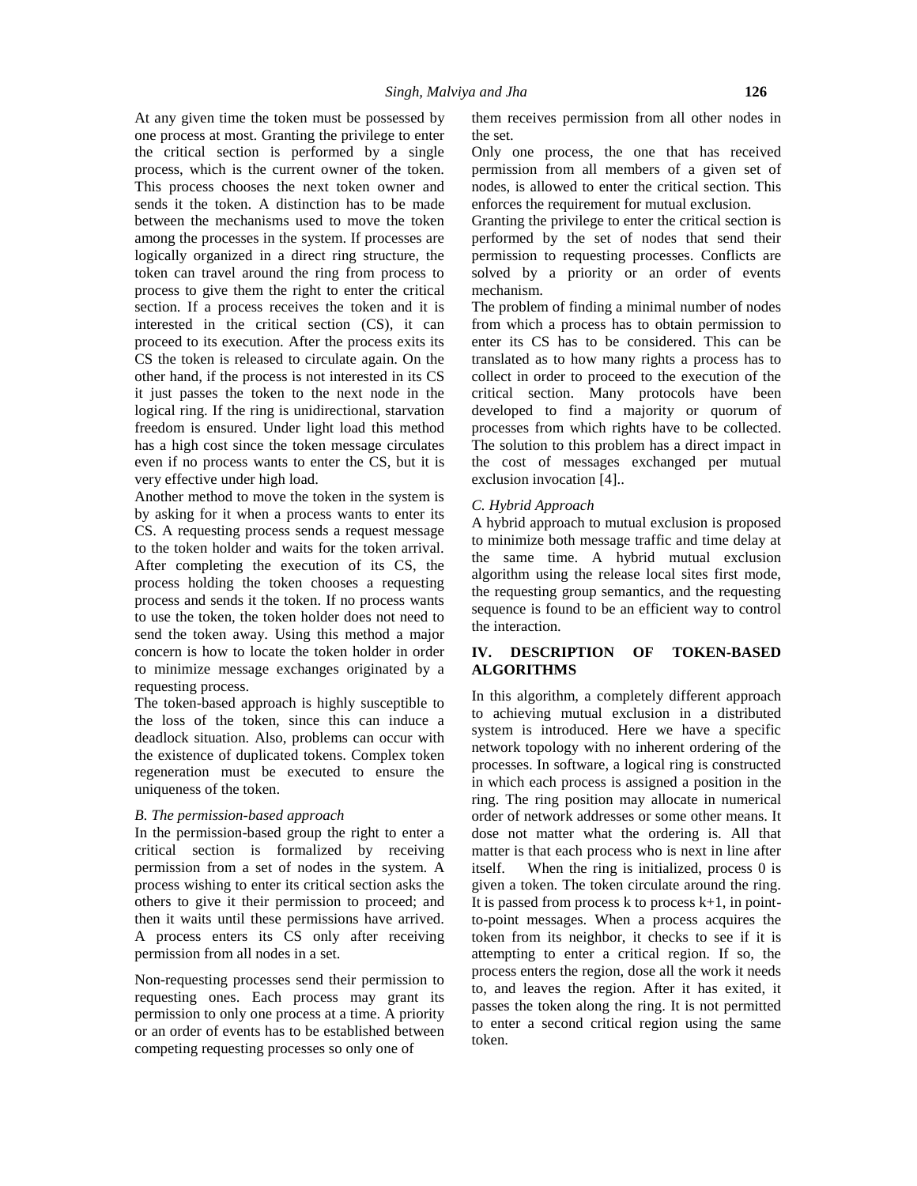At any given time the token must be possessed by one process at most. Granting the privilege to enter the critical section is performed by a single process, which is the current owner of the token. This process chooses the next token owner and sends it the token. A distinction has to be made between the mechanisms used to move the token among the processes in the system. If processes are logically organized in a direct ring structure, the token can travel around the ring from process to process to give them the right to enter the critical section. If a process receives the token and it is interested in the critical section (CS), it can proceed to its execution. After the process exits its CS the token is released to circulate again. On the other hand, if the process is not interested in its CS it just passes the token to the next node in the logical ring. If the ring is unidirectional, starvation freedom is ensured. Under light load this method has a high cost since the token message circulates even if no process wants to enter the CS, but it is very effective under high load.

Another method to move the token in the system is by asking for it when a process wants to enter its CS. A requesting process sends a request message to the token holder and waits for the token arrival. After completing the execution of its CS, the process holding the token chooses a requesting process and sends it the token. If no process wants to use the token, the token holder does not need to send the token away. Using this method a major concern is how to locate the token holder in order to minimize message exchanges originated by a requesting process.

The token-based approach is highly susceptible to the loss of the token, since this can induce a deadlock situation. Also, problems can occur with the existence of duplicated tokens. Complex token regeneration must be executed to ensure the uniqueness of the token.

### *B. The permission-based approach*

In the permission-based group the right to enter a critical section is formalized by receiving permission from a set of nodes in the system. A process wishing to enter its critical section asks the others to give it their permission to proceed; and then it waits until these permissions have arrived. A process enters its CS only after receiving permission from all nodes in a set.

Non-requesting processes send their permission to requesting ones. Each process may grant its permission to only one process at a time. A priority or an order of events has to be established between competing requesting processes so only one of them receives permission from all other nodes in the set.

Only one process, the one that has received permission from all members of a given set of nodes, is allowed to enter the critical section. This enforces the requirement for mutual exclusion.

Granting the privilege to enter the critical section is performed by the set of nodes that send their permission to requesting processes. Conflicts are solved by a priority or an order of events mechanism.

The problem of finding a minimal number of nodes from which a process has to obtain permission to enter its CS has to be considered. This can be translated as to how many rights a process has to collect in order to proceed to the execution of the critical section. Many protocols have been developed to find a majority or quorum of processes from which rights have to be collected. The solution to this problem has a direct impact in the cost of messages exchanged per mutual exclusion invocation [4]..

### *C. Hybrid Approach*

A hybrid approach to mutual exclusion is proposed to minimize both message traffic and time delay at the same time. A hybrid mutual exclusion algorithm using the release local sites first mode, the requesting group semantics, and the requesting sequence is found to be an efficient way to control the interaction.

## IV. DESCRIPTION OF TOKEN-BASED ALGORITHMS

In this algorithm, a completely different approach to achieving mutual exclusion in a distributed system is introduced. Here we have a specific network topology with no inherent ordering of the processes. In software, a logical ring is constructed in which each process is assigned a position in the ring. The ring position may allocate in numerical order of network addresses or some other means. It dose not matter what the ordering is. All that matter is that each process who is next in line after itself. When the ring is initialized, process 0 is given a token. The token circulate around the ring. It is passed from process k to process k+1, in point-to-point messages. When a process acquires the token from its neighbor, it checks to see if it is attempting to enter a critical region. If so, the process enters the region, dose all the work it needs to, and leaves the region. After it has exited, it passes the token along the ring. It is not permitted to enter a second critical region using the same token.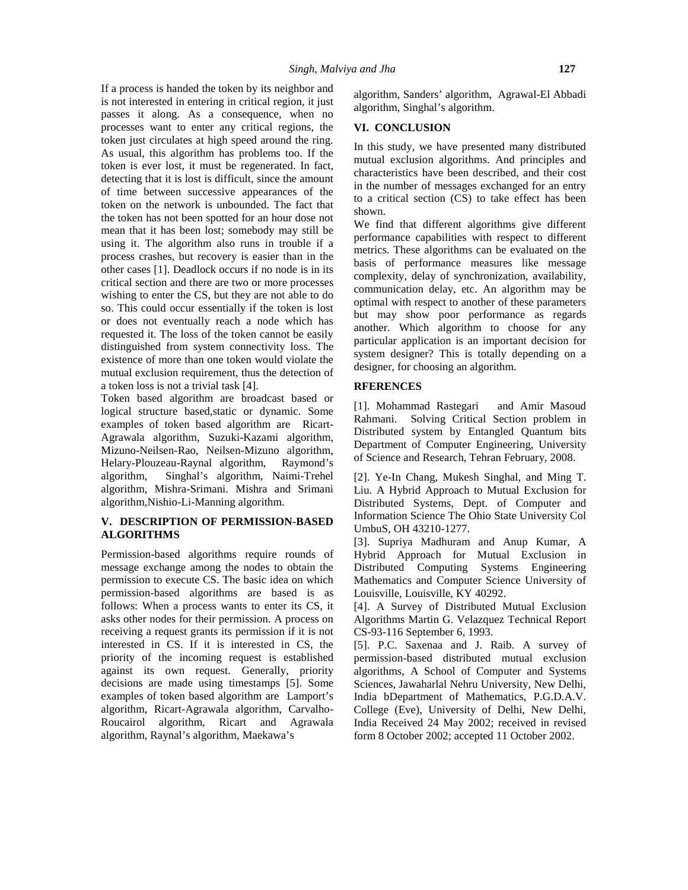If a process is handed the token by its neighbor and is not interested in entering in critical region, it just passes it along. As a consequence, when no processes want to enter any critical regions, the token just circulates at high speed around the ring. As usual, this algorithm has problems too. If the token is ever lost, it must be regenerated. In fact, detecting that it is lost is difficult, since the amount of time between successive appearances of the token on the network is unbounded. The fact that the token has not been spotted for an hour dose not mean that it has been lost; somebody may still be using it. The algorithm also runs in trouble if a process crashes, but recovery is easier than in the other cases [1]. Deadlock occurs if no node is in its critical section and there are two or more processes wishing to enter the CS, but they are not able to do so. This could occur essentially if the token is lost or does not eventually reach a node which has requested it. The loss of the token cannot be easily distinguished from system connectivity loss. The existence of more than one token would violate the mutual exclusion requirement, thus the detection of a token loss is not a trivial task [4].

Token based algorithm are broadcast based or logical structure based,static or dynamic. Some examples of token based algorithm are Ricart-Agrawala algorithm, Suzuki-Kazami algorithm, Mizuno-Neilsen-Rao, Neilsen-Mizuno algorithm, Helary-Plouzeau-Raynal algorithm, Raymond's algorithm, Singhal's algorithm, Naimi-Trehel algorithm, Mishra-Srimani. Mishra and Srimani algorithm,Nishio-Li-Manning algorithm.

## V. DESCRIPTION OF PERMISSION-BASED ALGORITHMS

Permission-based algorithms require rounds of message exchange among the nodes to obtain the permission to execute CS. The basic idea on which permission-based algorithms are based is as follows: When a process wants to enter its CS, it asks other nodes for their permission. A process on receiving a request grants its permission if it is not interested in CS. If it is interested in CS, the priority of the incoming request is established against its own request. Generally, priority decisions are made using timestamps [5]. Some examples of token based algorithm are Lamport's algorithm, Ricart-Agrawala algorithm, Carvalho-Roucairol algorithm, Ricart and Agrawala algorithm, Raynal's algorithm, Maekawa's algorithm, Sanders' algorithm, Agrawal-El Abbadi algorithm, Singhal's algorithm.

## VI. CONCLUSION

In this study, we have presented many distributed mutual exclusion algorithms. And principles and characteristics have been described, and their cost in the number of messages exchanged for an entry to a critical section (CS) to take effect has been shown.

We find that different algorithms give different performance capabilities with respect to different metrics. These algorithms can be evaluated on the basis of performance measures like message complexity, delay of synchronization, availability, communication delay, etc. An algorithm may be optimal with respect to another of these parameters but may show poor performance as regards another. Which algorithm to choose for any particular application is an important decision for system designer? This is totally depending on a designer, for choosing an algorithm.

## RFERENCES

[1]. Mohammad Rastegari and Amir Masoud Rahmani. Solving Critical Section problem in Distributed system by Entangled Quantum bits Department of Computer Engineering, University of Science and Research, Tehran February, 2008.

[2]. Ye-In Chang, Mukesh Singhal, and Ming T. Liu. A Hybrid Approach to Mutual Exclusion for Distributed Systems, Dept. of Computer and Information Science The Ohio State University Col UmbuS, OH 43210-1277.

[3]. Supriya Madhuram and Anup Kumar, A Hybrid Approach for Mutual Exclusion in Distributed Computing Systems Engineering Mathematics and Computer Science University of Louisville, Louisville, KY 40292.

[4]. A Survey of Distributed Mutual Exclusion Algorithms Martin G. Velazquez Technical Report CS-93-116 September 6, 1993.

[5]. P.C. Saxenaa and J. Raib. A survey of permission-based distributed mutual exclusion algorithms, A School of Computer and Systems Sciences, Jawaharlal Nehru University, New Delhi, India bDepartment of Mathematics, P.G.D.A.V. College (Eve), University of Delhi, New Delhi, India Received 24 May 2002; received in revised form 8 October 2002; accepted 11 October 2002.